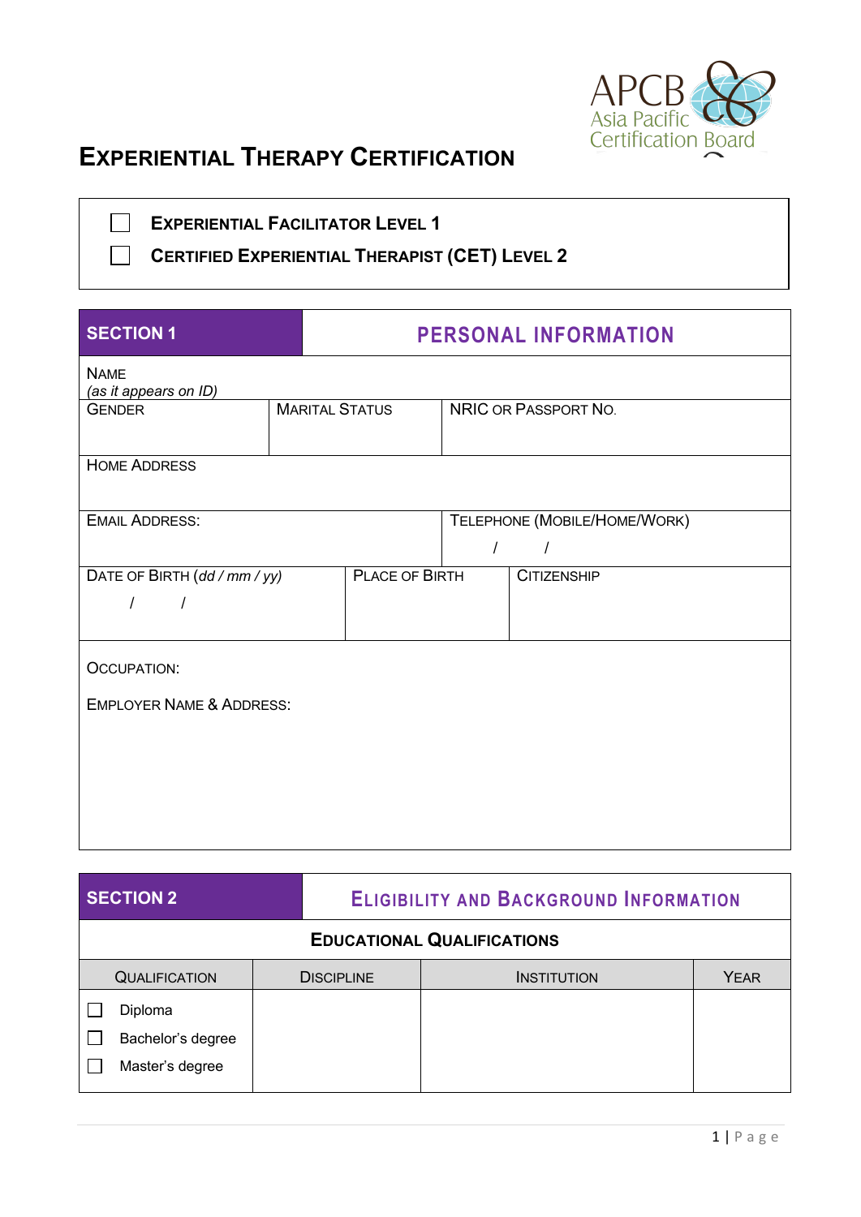APCB
Asia Pacific
Certification Board

# EXPERIENTIAL THERAPY CERTIFICATION

- ☐ **EXPERIENTIAL FACILITATOR LEVEL 1**
- ☐ **CERTIFIED EXPERIENTIAL THERAPIST (CET) LEVEL 2**

| **SECTION 1** | **PERSONAL INFORMATION** | | | |
|---|---|---|---|---|
| NAME *(as it appears on ID)* | | | | |
| GENDER | MARITAL STATUS | NRIC OR PASSPORT NO. | | |
| HOME ADDRESS | | | | |
| EMAIL ADDRESS: | | TELEPHONE (MOBILE/HOME/WORK) / / | | |
| DATE OF BIRTH (*dd / mm / yy*) / / | | PLACE OF BIRTH | CITIZENSHIP | |
| OCCUPATION: EMPLOYER NAME & ADDRESS: | | | | |

| **SECTION 2** | **ELIGIBILITY AND BACKGROUND INFORMATION** | | |
|---|---|---|---|
| **EDUCATIONAL QUALIFICATIONS** | | | |
| QUALIFICATION | DISCIPLINE | INSTITUTION | YEAR |
| ☐ Diploma<br>☐ Bachelor's degree<br>☐ Master's degree | | | |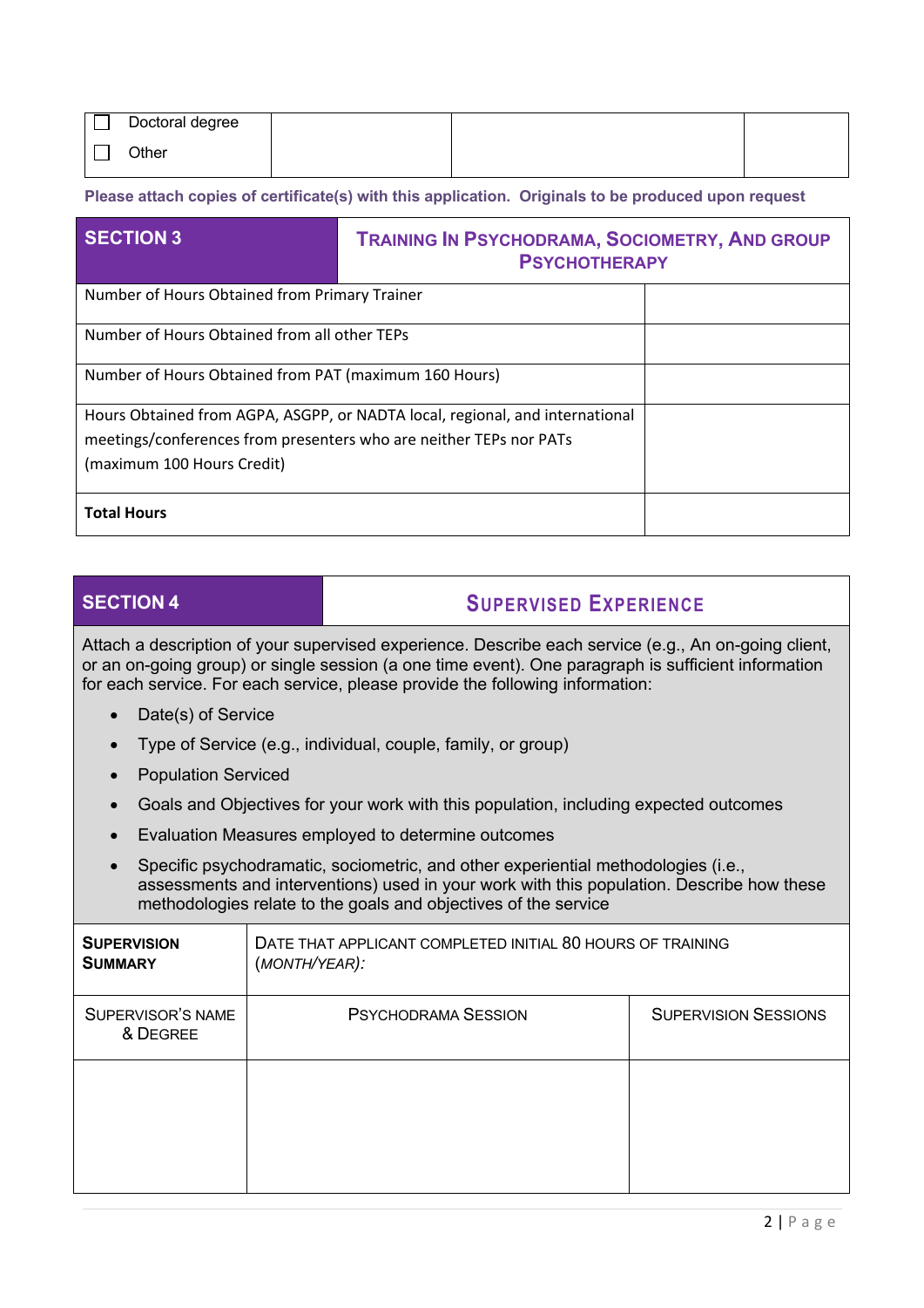| | | | |
|---|---|---|---|
| ☐ Doctoral degree<br>☐ Other | | | |

**Please attach copies of certificate(s) with this application. Originals to be produced upon request**

| SECTION 3 | TRAINING IN PSYCHODRAMA, SOCIOMETRY, AND GROUP PSYCHOTHERAPY |
|---|---|
| Number of Hours Obtained from Primary Trainer | |
| Number of Hours Obtained from all other TEPs | |
| Number of Hours Obtained from PAT (maximum 160 Hours) | |
| Hours Obtained from AGPA, ASGPP, or NADTA local, regional, and international meetings/conferences from presenters who are neither TEPs nor PATs (maximum 100 Hours Credit) | |
| **Total Hours** | |

| SECTION 4 | SUPERVISED EXPERIENCE |
|---|---|

Attach a description of your supervised experience. Describe each service (e.g., An on-going client, or an on-going group) or single session (a one time event). One paragraph is sufficient information for each service. For each service, please provide the following information:

- Date(s) of Service
- Type of Service (e.g., individual, couple, family, or group)
- Population Serviced
- Goals and Objectives for your work with this population, including expected outcomes
- Evaluation Measures employed to determine outcomes
- Specific psychodramatic, sociometric, and other experiential methodologies (i.e., assessments and interventions) used in your work with this population. Describe how these methodologies relate to the goals and objectives of the service

| **SUPERVISION SUMMARY** | DATE THAT APPLICANT COMPLETED INITIAL 80 HOURS OF TRAINING (*MONTH/YEAR*): | |
|---|---|---|
| SUPERVISOR'S NAME & DEGREE | PSYCHODRAMA SESSION | SUPERVISION SESSIONS |
| | | |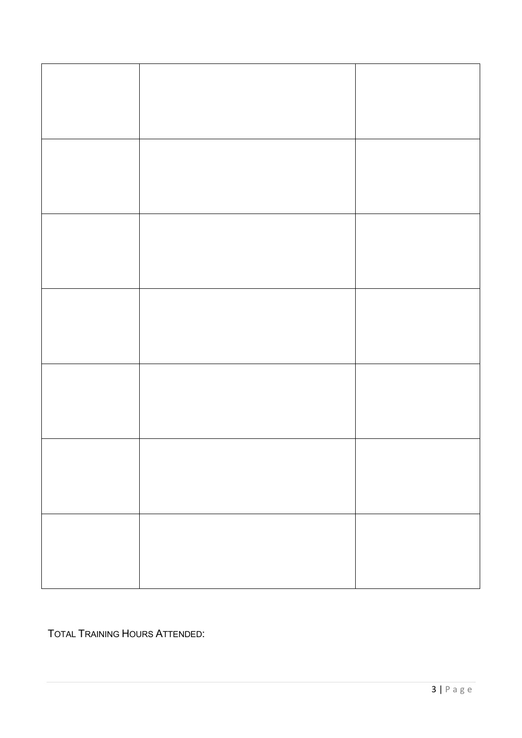| | | |
|---|---|---|
| | | |
| | | |
| | | |
| | | |
| | | |
| | | |
| | | |

TOTAL TRAINING HOURS ATTENDED: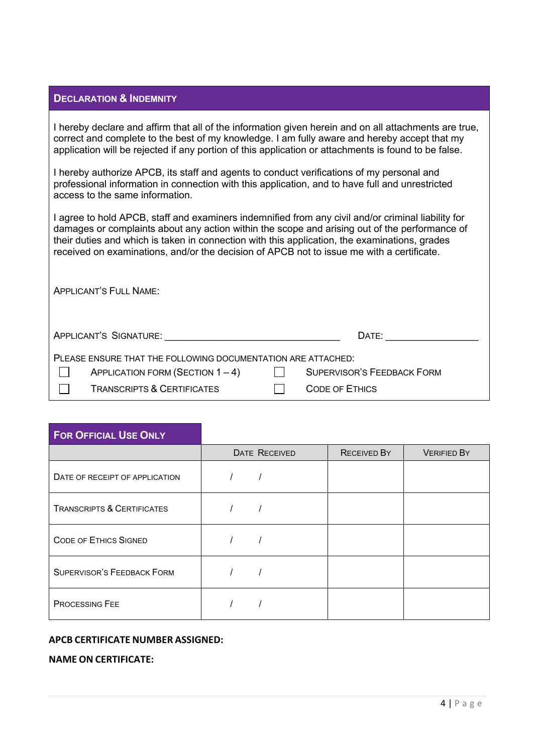## Declaration & Indemnity

I hereby declare and affirm that all of the information given herein and on all attachments are true, correct and complete to the best of my knowledge. I am fully aware and hereby accept that my application will be rejected if any portion of this application or attachments is found to be false.

I hereby authorize APCB, its staff and agents to conduct verifications of my personal and professional information in connection with this application, and to have full and unrestricted access to the same information.

I agree to hold APCB, staff and examiners indemnified from any civil and/or criminal liability for damages or complaints about any action within the scope and arising out of the performance of their duties and which is taken in connection with this application, the examinations, grades received on examinations, and/or the decision of APCB not to issue me with a certificate.

Applicant's Full Name:

Applicant's Signature: ________________________________ Date: ________________

Please ensure that the following documentation are attached:

- ☐ Application Form (Section 1 – 4)
- ☐ Supervisor's Feedback Form
- ☐ Transcripts & Certificates
- ☐ Code of Ethics

## For Official Use Only

| | Date Received | Received By | Verified By |
|---|---|---|---|
| Date of Receipt of Application | / / | | |
| Transcripts & Certificates | / / | | |
| Code of Ethics Signed | / / | | |
| Supervisor's Feedback Form | / / | | |
| Processing Fee | / / | | |

**APCB CERTIFICATE NUMBER ASSIGNED:**

**NAME ON CERTIFICATE:**